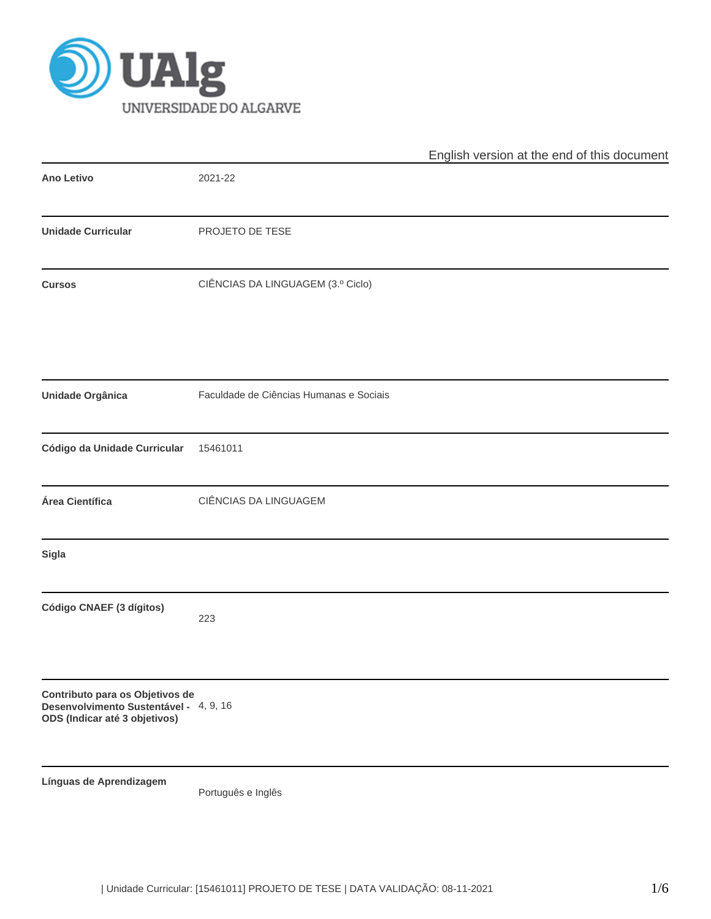English version at the end of this document

| | |
|---|---|
| **Ano Letivo** | 2021-22 |
| **Unidade Curricular** | PROJETO DE TESE |
| **Cursos** | CIÊNCIAS DA LINGUAGEM (3.º Ciclo) |
| **Unidade Orgânica** | Faculdade de Ciências Humanas e Sociais |
| **Código da Unidade Curricular** | 15461011 |
| **Área Científica** | CIÊNCIAS DA LINGUAGEM |
| **Sigla** | |
| **Código CNAEF (3 dígitos)** | 223 |
| **Contributo para os Objetivos de Desenvolvimento Sustentável - ODS (Indicar até 3 objetivos)** | 4, 9, 16 |
| **Línguas de Aprendizagem** | Português e Inglês |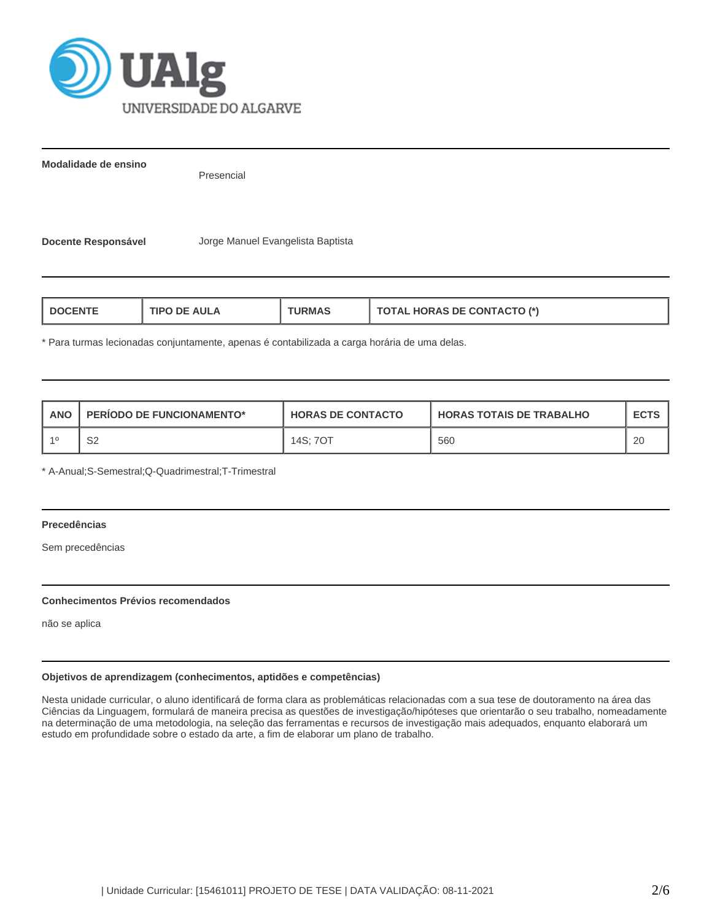**Modalidade de ensino**

Presencial

**Docente Responsável** Jorge Manuel Evangelista Baptista

| DOCENTE | TIPO DE AULA | TURMAS | TOTAL HORAS DE CONTACTO (*) |
|---|---|---|---|

* Para turmas lecionadas conjuntamente, apenas é contabilizada a carga horária de uma delas.

| ANO | PERÍODO DE FUNCIONAMENTO* | HORAS DE CONTACTO | HORAS TOTAIS DE TRABALHO | ECTS |
|---|---|---|---|---|
| 1º | S2 | 14S; 7OT | 560 | 20 |

* A-Anual;S-Semestral;Q-Quadrimestral;T-Trimestral

**Precedências**

Sem precedências

**Conhecimentos Prévios recomendados**

não se aplica

**Objetivos de aprendizagem (conhecimentos, aptidões e competências)**

Nesta unidade curricular, o aluno identificará de forma clara as problemáticas relacionadas com a sua tese de doutoramento na área das Ciências da Linguagem, formulará de maneira precisa as questões de investigação/hipóteses que orientarão o seu trabalho, nomeadamente na determinação de uma metodologia, na seleção das ferramentas e recursos de investigação mais adequados, enquanto elaborará um estudo em profundidade sobre o estado da arte, a fim de elaborar um plano de trabalho.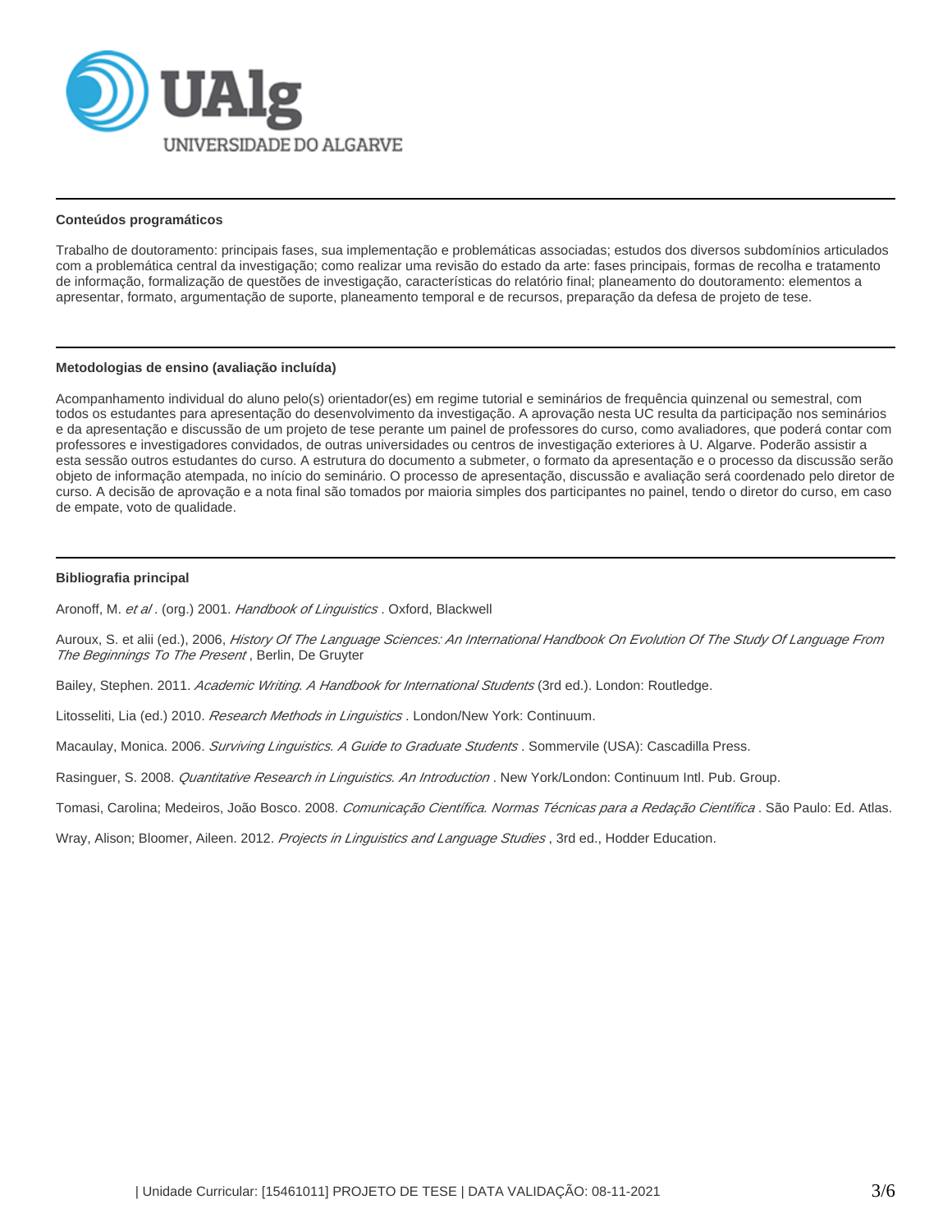## Conteúdos programáticos

Trabalho de doutoramento: principais fases, sua implementação e problemáticas associadas; estudos dos diversos subdomínios articulados com a problemática central da investigação; como realizar uma revisão do estado da arte: fases principais, formas de recolha e tratamento de informação, formalização de questões de investigação, características do relatório final; planeamento do doutoramento: elementos a apresentar, formato, argumentação de suporte, planeamento temporal e de recursos, preparação da defesa de projeto de tese.

## Metodologias de ensino (avaliação incluída)

Acompanhamento individual do aluno pelo(s) orientador(es) em regime tutorial e seminários de frequência quinzenal ou semestral, com todos os estudantes para apresentação do desenvolvimento da investigação. A aprovação nesta UC resulta da participação nos seminários e da apresentação e discussão de um projeto de tese perante um painel de professores do curso, como avaliadores, que poderá contar com professores e investigadores convidados, de outras universidades ou centros de investigação exteriores à U. Algarve. Poderão assistir a esta sessão outros estudantes do curso. A estrutura do documento a submeter, o formato da apresentação e o processo da discussão serão objeto de informação atempada, no início do seminário. O processo de apresentação, discussão e avaliação será coordenado pelo diretor de curso. A decisão de aprovação e a nota final são tomados por maioria simples dos participantes no painel, tendo o diretor do curso, em caso de empate, voto de qualidade.

## Bibliografia principal

Aronoff, M. *et al* . (org.) 2001. *Handbook of Linguistics* . Oxford, Blackwell

Auroux, S. et alii (ed.), 2006, *History Of The Language Sciences: An International Handbook On Evolution Of The Study Of Language From The Beginnings To The Present* , Berlin, De Gruyter

Bailey, Stephen. 2011. *Academic Writing. A Handbook for International Students* (3rd ed.). London: Routledge.

Litosseliti, Lia (ed.) 2010. *Research Methods in Linguistics* . London/New York: Continuum.

Macaulay, Monica. 2006. *Surviving Linguistics. A Guide to Graduate Students* . Sommervile (USA): Cascadilla Press.

Rasinguer, S. 2008. *Quantitative Research in Linguistics. An Introduction* . New York/London: Continuum Intl. Pub. Group.

Tomasi, Carolina; Medeiros, João Bosco. 2008. *Comunicação Científica. Normas Técnicas para a Redação Científica* . São Paulo: Ed. Atlas.

Wray, Alison; Bloomer, Aileen. 2012. *Projects in Linguistics and Language Studies* , 3rd ed., Hodder Education.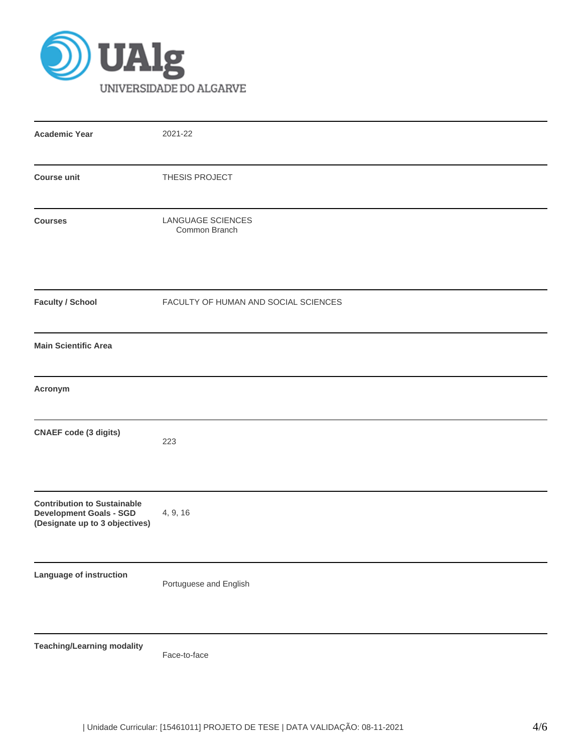UAlg
UNIVERSIDADE DO ALGARVE

| | |
|---|---|
| **Academic Year** | 2021-22 |
| **Course unit** | THESIS PROJECT |
| **Courses** | LANGUAGE SCIENCES<br>Common Branch |
| **Faculty / School** | FACULTY OF HUMAN AND SOCIAL SCIENCES |
| **Main Scientific Area** | |
| **Acronym** | |
| **CNAEF code (3 digits)** | 223 |
| **Contribution to Sustainable Development Goals - SGD (Designate up to 3 objectives)** | 4, 9, 16 |
| **Language of instruction** | Portuguese and English |
| **Teaching/Learning modality** | Face-to-face |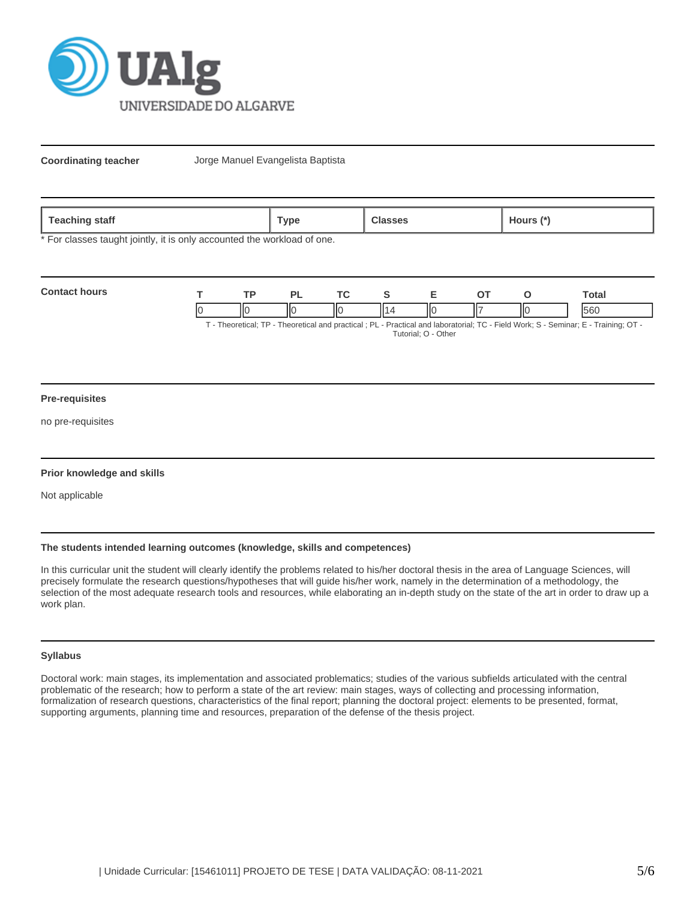UAlg UNIVERSIDADE DO ALGARVE

**Coordinating teacher** Jorge Manuel Evangelista Baptista

| Teaching staff | Type | Classes | Hours (*) |
|---|---|---|---|

* For classes taught jointly, it is only accounted the workload of one.

**Contact hours**

| T | TP | PL | TC | S | E | OT | O | Total |
|---|---|---|---|---|---|---|---|---|
| 0 | 0 | 0 | 0 | 14 | 0 | 7 | 0 | 560 |

T - Theoretical; TP - Theoretical and practical ; PL - Practical and laboratorial; TC - Field Work; S - Seminar; E - Training; OT - Tutorial; O - Other

**Pre-requisites**

no pre-requisites

**Prior knowledge and skills**

Not applicable

**The students intended learning outcomes (knowledge, skills and competences)**

In this curricular unit the student will clearly identify the problems related to his/her doctoral thesis in the area of Language Sciences, will precisely formulate the research questions/hypotheses that will guide his/her work, namely in the determination of a methodology, the selection of the most adequate research tools and resources, while elaborating an in-depth study on the state of the art in order to draw up a work plan.

**Syllabus**

Doctoral work: main stages, its implementation and associated problematics; studies of the various subfields articulated with the central problematic of the research; how to perform a state of the art review: main stages, ways of collecting and processing information, formalization of research questions, characteristics of the final report; planning the doctoral project: elements to be presented, format, supporting arguments, planning time and resources, preparation of the defense of the thesis project.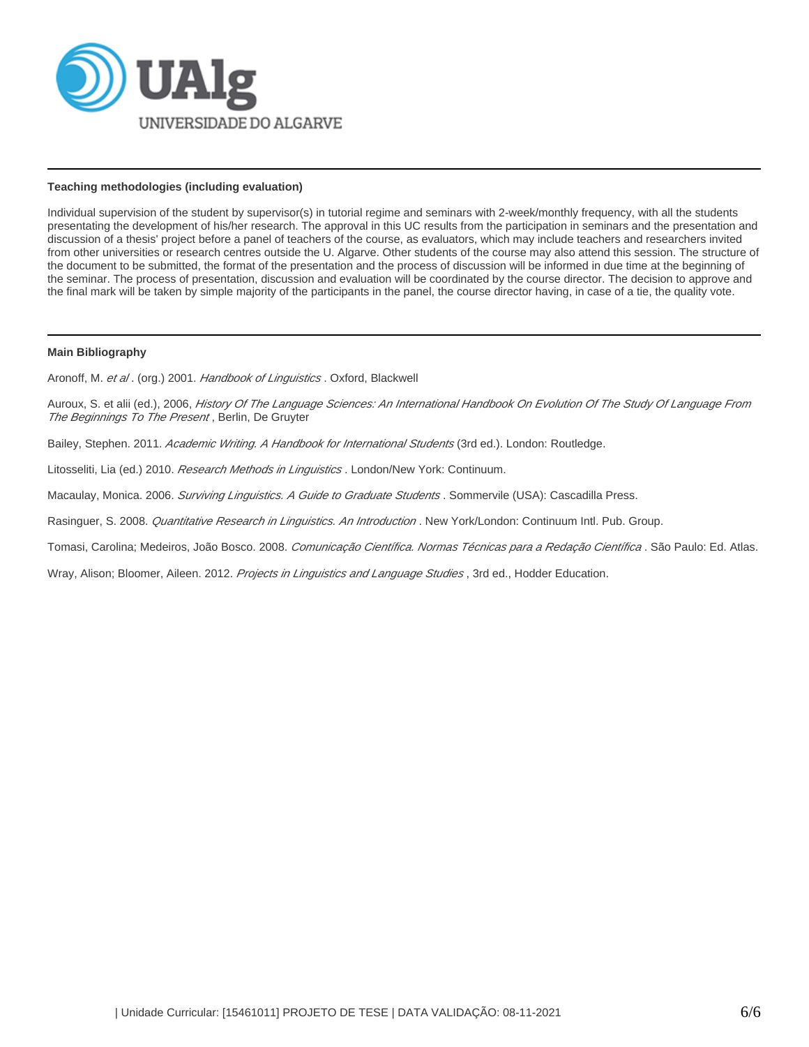**Teaching methodologies (including evaluation)**

Individual supervision of the student by supervisor(s) in tutorial regime and seminars with 2-week/monthly frequency, with all the students presentating the development of his/her research. The approval in this UC results from the participation in seminars and the presentation and discussion of a thesis' project before a panel of teachers of the course, as evaluators, which may include teachers and researchers invited from other universities or research centres outside the U. Algarve. Other students of the course may also attend this session. The structure of the document to be submitted, the format of the presentation and the process of discussion will be informed in due time at the beginning of the seminar. The process of presentation, discussion and evaluation will be coordinated by the course director. The decision to approve and the final mark will be taken by simple majority of the participants in the panel, the course director having, in case of a tie, the quality vote.

**Main Bibliography**

Aronoff, M. *et al* . (org.) 2001. *Handbook of Linguistics* . Oxford, Blackwell

Auroux, S. et alii (ed.), 2006, *History Of The Language Sciences: An International Handbook On Evolution Of The Study Of Language From The Beginnings To The Present* , Berlin, De Gruyter

Bailey, Stephen. 2011. *Academic Writing. A Handbook for International Students* (3rd ed.). London: Routledge.

Litosseliti, Lia (ed.) 2010. *Research Methods in Linguistics* . London/New York: Continuum.

Macaulay, Monica. 2006. *Surviving Linguistics. A Guide to Graduate Students* . Sommervile (USA): Cascadilla Press.

Rasinguer, S. 2008. *Quantitative Research in Linguistics. An Introduction* . New York/London: Continuum Intl. Pub. Group.

Tomasi, Carolina; Medeiros, João Bosco. 2008. *Comunicação Científica. Normas Técnicas para a Redação Científica* . São Paulo: Ed. Atlas.

Wray, Alison; Bloomer, Aileen. 2012. *Projects in Linguistics and Language Studies* , 3rd ed., Hodder Education.